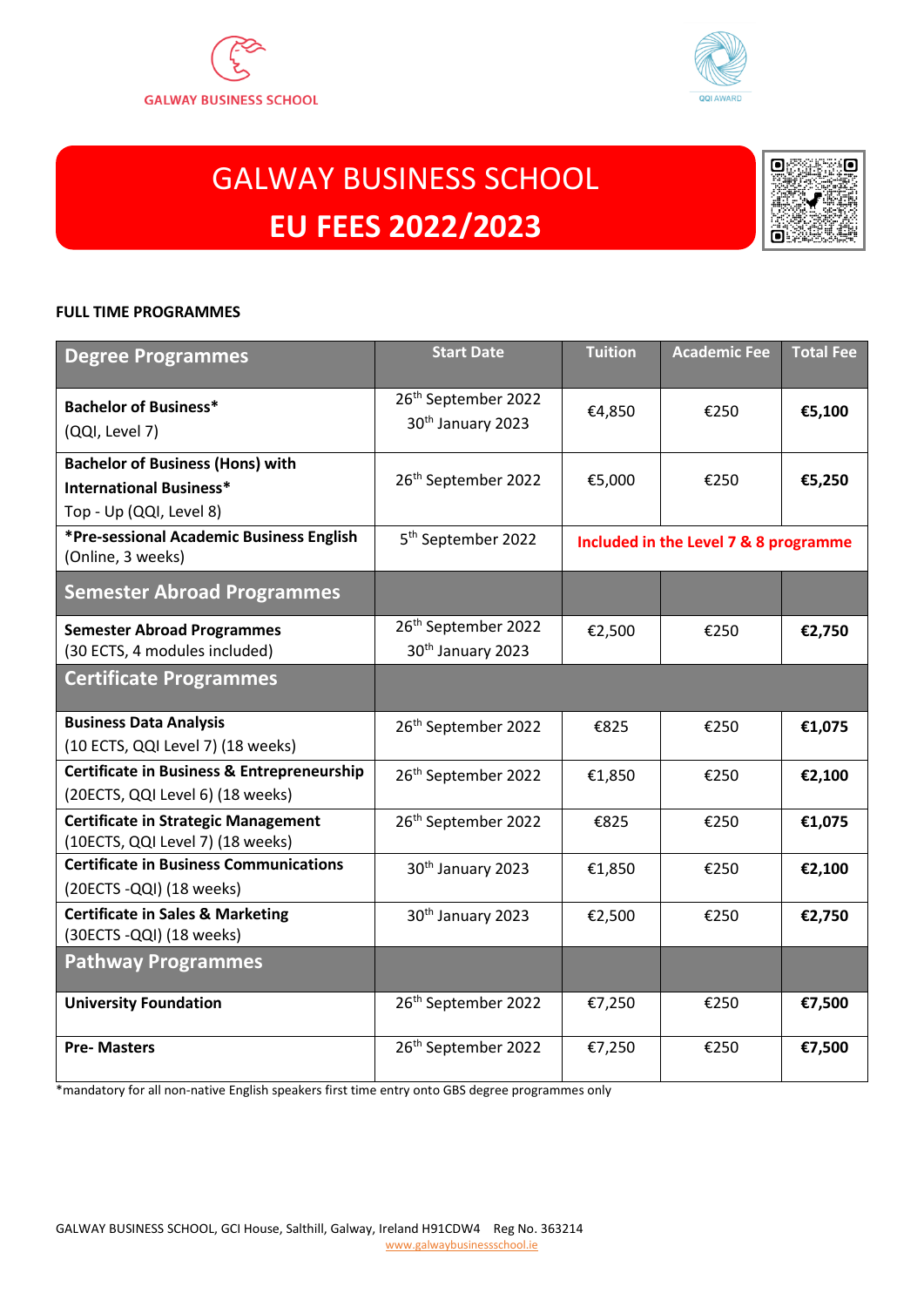GALWAY BUSINESS SCHOOL

QQI AWARD

# GALWAY BUSINESS SCHOOL
# EU FEES 2022/2023

**FULL TIME PROGRAMMES**

| Degree Programmes | Start Date | Tuition | Academic Fee | Total Fee |
|---|---|---|---|---|
| **Bachelor of Business*** (QQI, Level 7) | 26th September 2022<br>30th January 2023 | €4,850 | €250 | **€5,100** |
| **Bachelor of Business (Hons) with International Business*** Top - Up (QQI, Level 8) | 26th September 2022 | €5,000 | €250 | **€5,250** |
| ***Pre-sessional Academic Business English** (Online, 3 weeks) | 5th September 2022 | **Included in the Level 7 & 8 programme** | | |
| **Semester Abroad Programmes** | | | | |
| **Semester Abroad Programmes** (30 ECTS, 4 modules included) | 26th September 2022<br>30th January 2023 | €2,500 | €250 | **€2,750** |
| **Certificate Programmes** | | | | |
| **Business Data Analysis** (10 ECTS, QQI Level 7) (18 weeks) | 26th September 2022 | €825 | €250 | **€1,075** |
| **Certificate in Business & Entrepreneurship** (20ECTS, QQI Level 6) (18 weeks) | 26th September 2022 | €1,850 | €250 | **€2,100** |
| **Certificate in Strategic Management** (10ECTS, QQI Level 7) (18 weeks) | 26th September 2022 | €825 | €250 | **€1,075** |
| **Certificate in Business Communications** (20ECTS -QQI) (18 weeks) | 30th January 2023 | €1,850 | €250 | **€2,100** |
| **Certificate in Sales & Marketing** (30ECTS -QQI) (18 weeks) | 30th January 2023 | €2,500 | €250 | **€2,750** |
| **Pathway Programmes** | | | | |
| **University Foundation** | 26th September 2022 | €7,250 | €250 | **€7,500** |
| **Pre- Masters** | 26th September 2022 | €7,250 | €250 | **€7,500** |

*mandatory for all non-native English speakers first time entry onto GBS degree programmes only

GALWAY BUSINESS SCHOOL, GCI House, Salthill, Galway, Ireland H91CDW4 Reg No. 363214
www.galwaybusinessschool.ie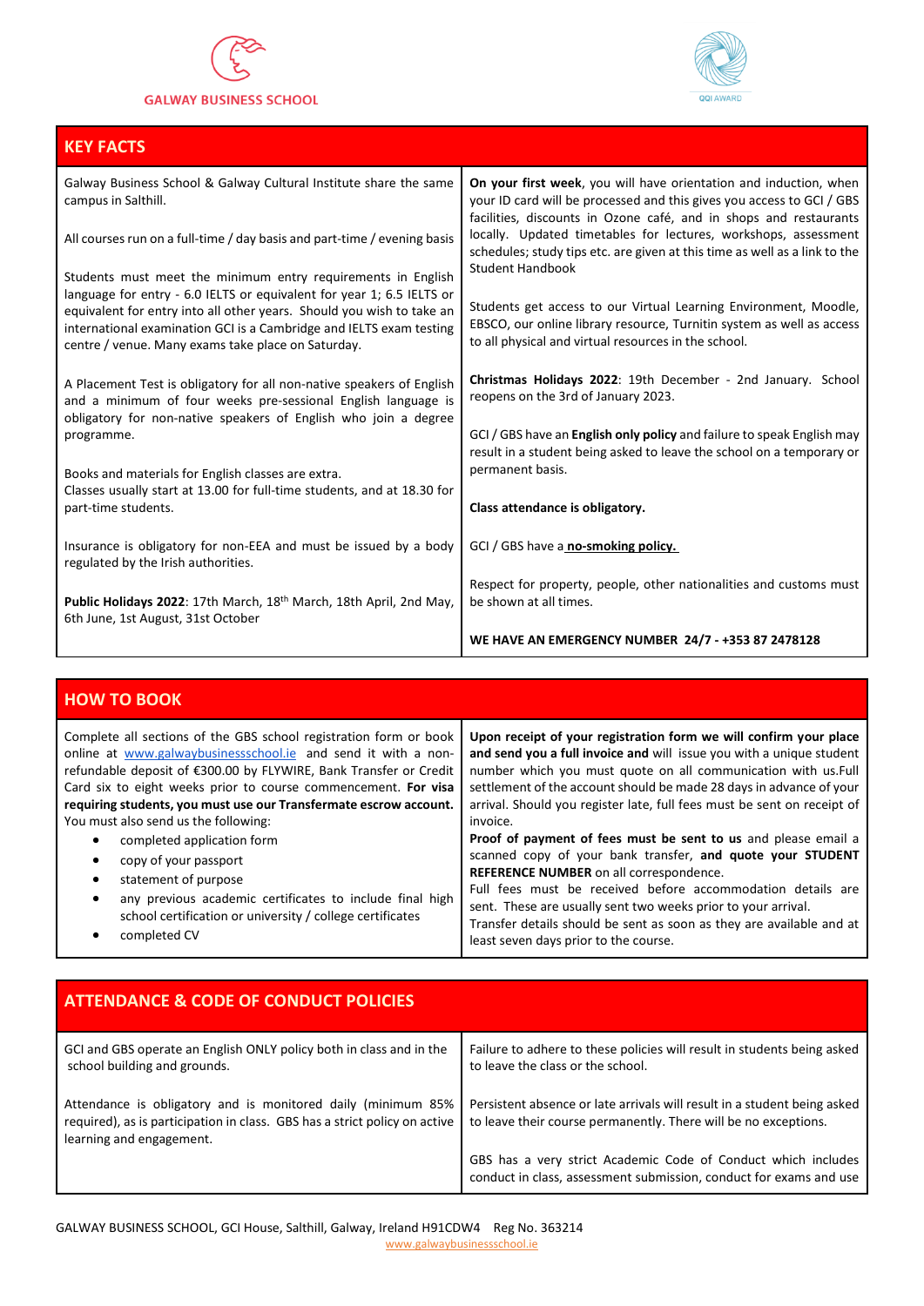GALWAY BUSINESS SCHOOL

QQI AWARD

## KEY FACTS

Galway Business School & Galway Cultural Institute share the same campus in Salthill.

All courses run on a full-time / day basis and part-time / evening basis

Students must meet the minimum entry requirements in English language for entry - 6.0 IELTS or equivalent for year 1; 6.5 IELTS or equivalent for entry into all other years. Should you wish to take an international examination GCI is a Cambridge and IELTS exam testing centre / venue. Many exams take place on Saturday.

A Placement Test is obligatory for all non-native speakers of English and a minimum of four weeks pre-sessional English language is obligatory for non-native speakers of English who join a degree programme.

Books and materials for English classes are extra.
Classes usually start at 13.00 for full-time students, and at 18.30 for part-time students.

Insurance is obligatory for non-EEA and must be issued by a body regulated by the Irish authorities.

**Public Holidays 2022**: 17th March, 18th March, 18th April, 2nd May, 6th June, 1st August, 31st October

**On your first week**, you will have orientation and induction, when your ID card will be processed and this gives you access to GCI / GBS facilities, discounts in Ozone café, and in shops and restaurants locally. Updated timetables for lectures, workshops, assessment schedules; study tips etc. are given at this time as well as a link to the Student Handbook

Students get access to our Virtual Learning Environment, Moodle, EBSCO, our online library resource, Turnitin system as well as access to all physical and virtual resources in the school.

**Christmas Holidays 2022**: 19th December - 2nd January. School reopens on the 3rd of January 2023.

GCI / GBS have an **English only policy** and failure to speak English may result in a student being asked to leave the school on a temporary or permanent basis.

**Class attendance is obligatory.**

GCI / GBS have a **no-smoking policy.**

Respect for property, people, other nationalities and customs must be shown at all times.

**WE HAVE AN EMERGENCY NUMBER 24/7 - +353 87 2478128**

## HOW TO BOOK

Complete all sections of the GBS school registration form or book online at www.galwaybusinessschool.ie and send it with a non-refundable deposit of €300.00 by FLYWIRE, Bank Transfer or Credit Card six to eight weeks prior to course commencement. **For visa requiring students, you must use our Transfermate escrow account.** You must also send us the following:

- completed application form
- copy of your passport
- statement of purpose
- any previous academic certificates to include final high school certification or university / college certificates
- completed CV

**Upon receipt of your registration form we will confirm your place and send you a full invoice and** will issue you with a unique student number which you must quote on all communication with us.Full settlement of the account should be made 28 days in advance of your arrival. Should you register late, full fees must be sent on receipt of invoice.

**Proof of payment of fees must be sent to us** and please email a scanned copy of your bank transfer, **and quote your STUDENT REFERENCE NUMBER** on all correspondence.

Full fees must be received before accommodation details are sent. These are usually sent two weeks prior to your arrival.

Transfer details should be sent as soon as they are available and at least seven days prior to the course.

## ATTENDANCE & CODE OF CONDUCT POLICIES

GCI and GBS operate an English ONLY policy both in class and in the school building and grounds.

Attendance is obligatory and is monitored daily (minimum 85% required), as is participation in class. GBS has a strict policy on active learning and engagement.

Failure to adhere to these policies will result in students being asked to leave the class or the school.

Persistent absence or late arrivals will result in a student being asked to leave their course permanently. There will be no exceptions.

GBS has a very strict Academic Code of Conduct which includes conduct in class, assessment submission, conduct for exams and use

GALWAY BUSINESS SCHOOL, GCI House, Salthill, Galway, Ireland H91CDW4 Reg No. 363214
www.galwaybusinessschool.ie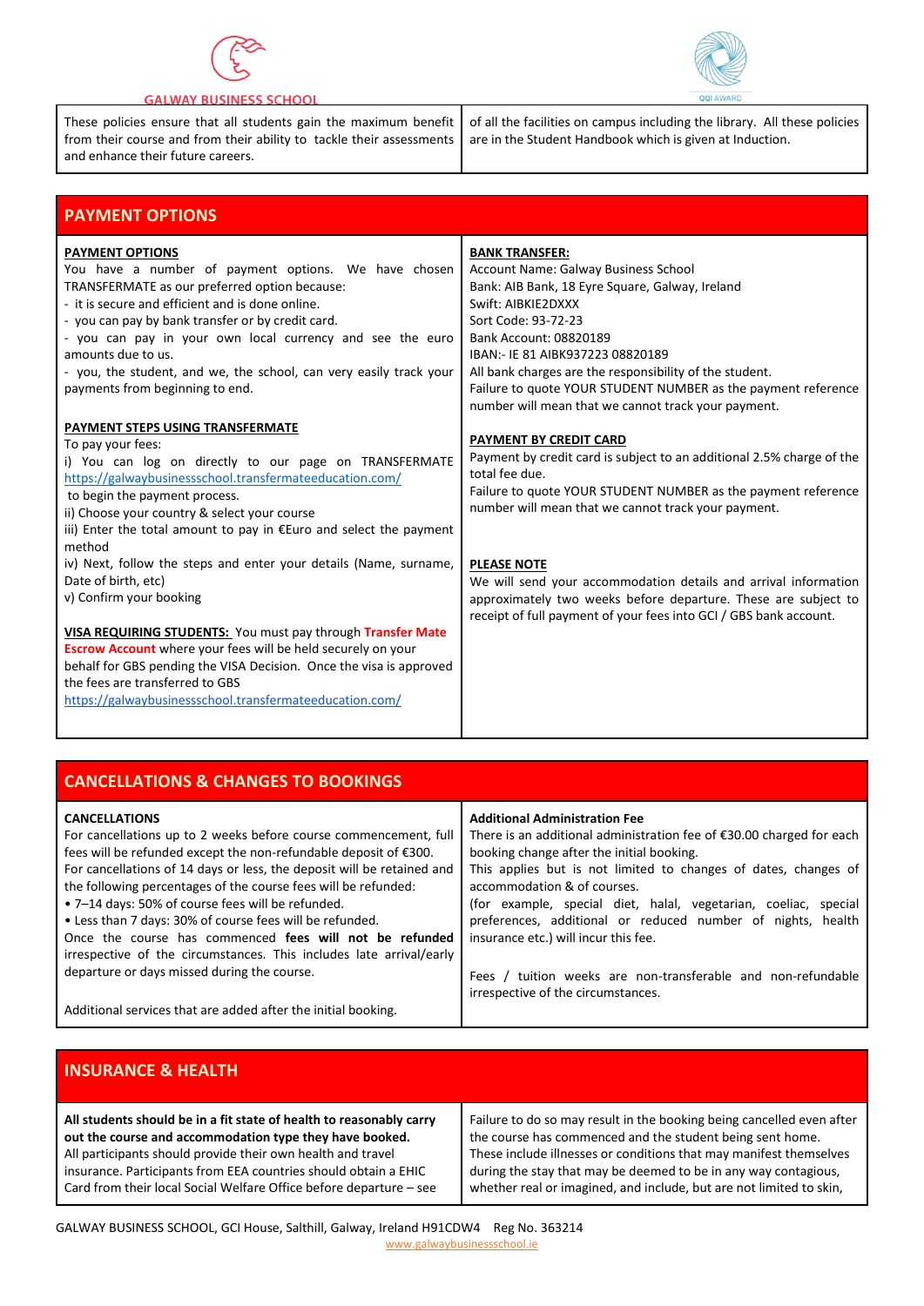GALWAY BUSINESS SCHOOL

QQI AWARD

These policies ensure that all students gain the maximum benefit from their course and from their ability to tackle their assessments and enhance their future careers. of all the facilities on campus including the library. All these policies are in the Student Handbook which is given at Induction.

## PAYMENT OPTIONS

**PAYMENT OPTIONS**

You have a number of payment options. We have chosen TRANSFERMATE as our preferred option because:

- it is secure and efficient and is done online.
- you can pay by bank transfer or by credit card.
- you can pay in your own local currency and see the euro amounts due to us.
- you, the student, and we, the school, can very easily track your payments from beginning to end.

**PAYMENT STEPS USING TRANSFERMATE**

To pay your fees:

i) You can log on directly to our page on TRANSFERMATE https://galwaybusinessschool.transfermateeducation.com/ to begin the payment process.

ii) Choose your country & select your course

iii) Enter the total amount to pay in €Euro and select the payment method

iv) Next, follow the steps and enter your details (Name, surname, Date of birth, etc)

v) Confirm your booking

**VISA REQUIRING STUDENTS:** You must pay through **Transfer Mate Escrow Account** where your fees will be held securely on your behalf for GBS pending the VISA Decision. Once the visa is approved the fees are transferred to GBS https://galwaybusinessschool.transfermateeducation.com/

**BANK TRANSFER:**

Account Name: Galway Business School
Bank: AIB Bank, 18 Eyre Square, Galway, Ireland
Swift: AIBKIE2DXXX
Sort Code: 93-72-23
Bank Account: 08820189
IBAN:- IE 81 AIBK937223 08820189

All bank charges are the responsibility of the student.

Failure to quote YOUR STUDENT NUMBER as the payment reference number will mean that we cannot track your payment.

**PAYMENT BY CREDIT CARD**

Payment by credit card is subject to an additional 2.5% charge of the total fee due.

Failure to quote YOUR STUDENT NUMBER as the payment reference number will mean that we cannot track your payment.

**PLEASE NOTE**

We will send your accommodation details and arrival information approximately two weeks before departure. These are subject to receipt of full payment of your fees into GCI / GBS bank account.

## CANCELLATIONS & CHANGES TO BOOKINGS

**CANCELLATIONS**

For cancellations up to 2 weeks before course commencement, full fees will be refunded except the non-refundable deposit of €300.

For cancellations of 14 days or less, the deposit will be retained and the following percentages of the course fees will be refunded:

- 7–14 days: 50% of course fees will be refunded.
- Less than 7 days: 30% of course fees will be refunded.

Once the course has commenced **fees will not be refunded** irrespective of the circumstances. This includes late arrival/early departure or days missed during the course.

Additional services that are added after the initial booking.

**Additional Administration Fee**

There is an additional administration fee of €30.00 charged for each booking change after the initial booking.

This applies but is not limited to changes of dates, changes of accommodation & of courses.

(for example, special diet, halal, vegetarian, coeliac, special preferences, additional or reduced number of nights, health insurance etc.) will incur this fee.

Fees / tuition weeks are non-transferable and non-refundable irrespective of the circumstances.

## INSURANCE & HEALTH

**All students should be in a fit state of health to reasonably carry out the course and accommodation type they have booked.**

All participants should provide their own health and travel insurance. Participants from EEA countries should obtain a EHIC Card from their local Social Welfare Office before departure – see

Failure to do so may result in the booking being cancelled even after the course has commenced and the student being sent home. These include illnesses or conditions that may manifest themselves during the stay that may be deemed to be in any way contagious, whether real or imagined, and include, but are not limited to, skin,

GALWAY BUSINESS SCHOOL, GCI House, Salthill, Galway, Ireland H91CDW4 Reg No. 363214
www.galwaybusinessschool.ie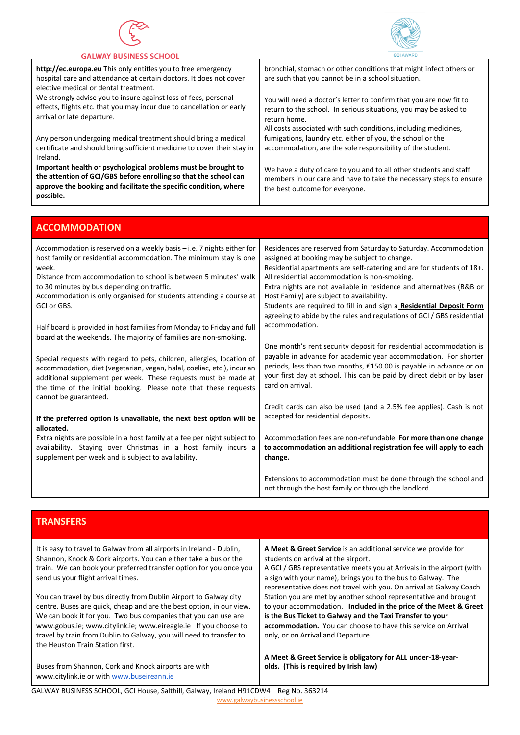**http://ec.europa.eu** This only entitles you to free emergency hospital care and attendance at certain doctors. It does not cover elective medical or dental treatment.
We strongly advise you to insure against loss of fees, personal effects, flights etc. that you may incur due to cancellation or early arrival or late departure.

Any person undergoing medical treatment should bring a medical certificate and should bring sufficient medicine to cover their stay in Ireland.
**Important health or psychological problems must be brought to the attention of GCI/GBS before enrolling so that the school can approve the booking and facilitate the specific condition, where possible.**

bronchial, stomach or other conditions that might infect others or are such that you cannot be in a school situation.

You will need a doctor's letter to confirm that you are now fit to return to the school. In serious situations, you may be asked to return home.
All costs associated with such conditions, including medicines, fumigations, laundry etc. either of you, the school or the accommodation, are the sole responsibility of the student.

We have a duty of care to you and to all other students and staff members in our care and have to take the necessary steps to ensure the best outcome for everyone.

## ACCOMMODATION

Accommodation is reserved on a weekly basis – i.e. 7 nights either for host family or residential accommodation. The minimum stay is one week.
Distance from accommodation to school is between 5 minutes' walk to 30 minutes by bus depending on traffic.
Accommodation is only organised for students attending a course at GCI or GBS.

Half board is provided in host families from Monday to Friday and full board at the weekends. The majority of families are non-smoking.

Special requests with regard to pets, children, allergies, location of accommodation, diet (vegetarian, vegan, halal, coeliac, etc.), incur an additional supplement per week. These requests must be made at the time of the initial booking. Please note that these requests cannot be guaranteed.

**If the preferred option is unavailable, the next best option will be allocated.**
Extra nights are possible in a host family at a fee per night subject to availability. Staying over Christmas in a host family incurs a supplement per week and is subject to availability.

Residences are reserved from Saturday to Saturday. Accommodation assigned at booking may be subject to change.
Residential apartments are self-catering and are for students of 18+.
All residential accommodation is non-smoking.
Extra nights are not available in residence and alternatives (B&B or Host Family) are subject to availability.
Students are required to fill in and sign a **Residential Deposit Form** agreeing to abide by the rules and regulations of GCI / GBS residential accommodation.

One month's rent security deposit for residential accommodation is payable in advance for academic year accommodation. For shorter periods, less than two months, €150.00 is payable in advance or on your first day at school. This can be paid by direct debit or by laser card on arrival.

Credit cards can also be used (and a 2.5% fee applies). Cash is not accepted for residential deposits.

Accommodation fees are non-refundable. **For more than one change to accommodation an additional registration fee will apply to each change.**

Extensions to accommodation must be done through the school and not through the host family or through the landlord.

## TRANSFERS

It is easy to travel to Galway from all airports in Ireland - Dublin, Shannon, Knock & Cork airports. You can either take a bus or the train. We can book your preferred transfer option for you once you send us your flight arrival times.

You can travel by bus directly from Dublin Airport to Galway city centre. Buses are quick, cheap and are the best option, in our view. We can book it for you. Two bus companies that you can use are www.gobus.ie; www.citylink.ie; www.eireagle.ie If you choose to travel by train from Dublin to Galway, you will need to transfer to the Heuston Train Station first.

Buses from Shannon, Cork and Knock airports are with www.citylink.ie or with www.buseireann.ie

**A Meet & Greet Service** is an additional service we provide for students on arrival at the airport.
A GCI / GBS representative meets you at Arrivals in the airport (with a sign with your name), brings you to the bus to Galway. The representative does not travel with you. On arrival at Galway Coach Station you are met by another school representative and brought to your accommodation. **Included in the price of the Meet & Greet is the Bus Ticket to Galway and the Taxi Transfer to your accommodation.** You can choose to have this service on Arrival only, or on Arrival and Departure.

**A Meet & Greet Service is obligatory for ALL under-18-year-olds. (This is required by Irish law)**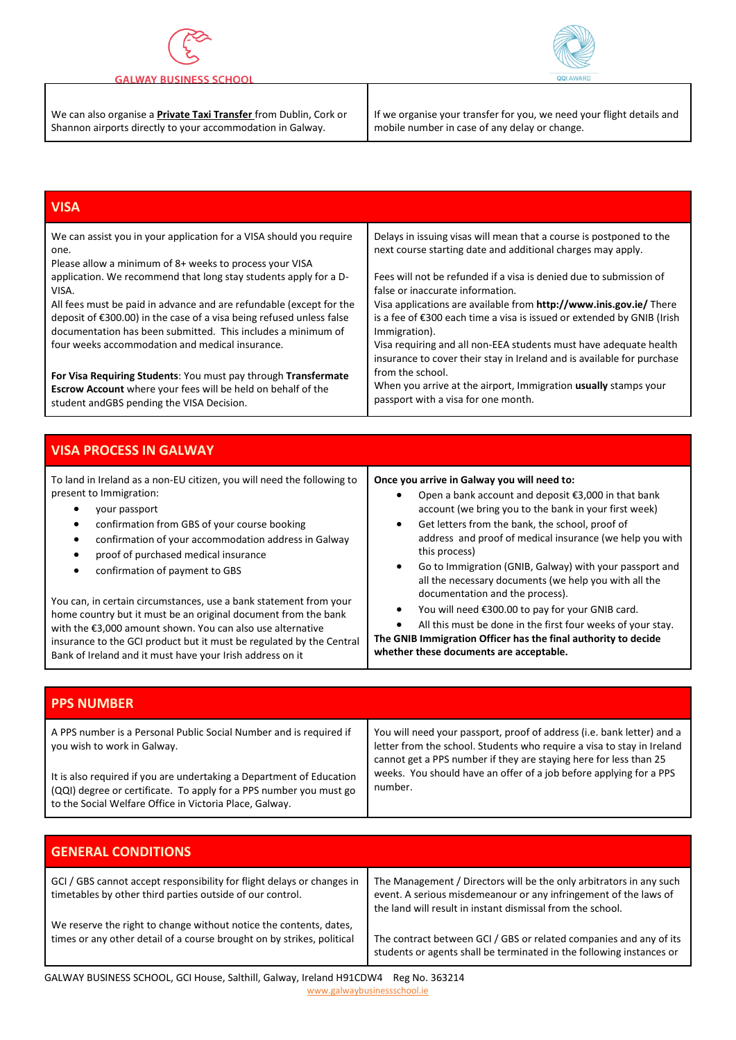| We can also organise a **Private Taxi Transfer** from Dublin, Cork or Shannon airports directly to your accommodation in Galway. | If we organise your transfer for you, we need your flight details and mobile number in case of any delay or change. |
|---|---|

## VISA

We can assist you in your application for a VISA should you require one.
Please allow a minimum of 8+ weeks to process your VISA application. We recommend that long stay students apply for a D-VISA.
All fees must be paid in advance and are refundable (except for the deposit of €300.00) in the case of a visa being refused unless false documentation has been submitted. This includes a minimum of four weeks accommodation and medical insurance.

**For Visa Requiring Students**: You must pay through **Transfermate Escrow Account** where your fees will be held on behalf of the student andGBS pending the VISA Decision.

Delays in issuing visas will mean that a course is postponed to the next course starting date and additional charges may apply.

Fees will not be refunded if a visa is denied due to submission of false or inaccurate information.
Visa applications are available from **http://www.inis.gov.ie/** There is a fee of €300 each time a visa is issued or extended by GNIB (Irish Immigration).
Visa requiring and all non-EEA students must have adequate health insurance to cover their stay in Ireland and is available for purchase from the school.
When you arrive at the airport, Immigration **usually** stamps your passport with a visa for one month.

## VISA PROCESS IN GALWAY

To land in Ireland as a non-EU citizen, you will need the following to present to Immigration:

- your passport
- confirmation from GBS of your course booking
- confirmation of your accommodation address in Galway
- proof of purchased medical insurance
- confirmation of payment to GBS

You can, in certain circumstances, use a bank statement from your home country but it must be an original document from the bank with the €3,000 amount shown. You can also use alternative insurance to the GCI product but it must be regulated by the Central Bank of Ireland and it must have your Irish address on it

**Once you arrive in Galway you will need to:**

- Open a bank account and deposit €3,000 in that bank account (we bring you to the bank in your first week)
- Get letters from the bank, the school, proof of address and proof of medical insurance (we help you with this process)
- Go to Immigration (GNIB, Galway) with your passport and all the necessary documents (we help you with all the documentation and the process).
- You will need €300.00 to pay for your GNIB card.
- All this must be done in the first four weeks of your stay.

**The GNIB Immigration Officer has the final authority to decide whether these documents are acceptable.**

## PPS NUMBER

A PPS number is a Personal Public Social Number and is required if you wish to work in Galway.

It is also required if you are undertaking a Department of Education (QQI) degree or certificate. To apply for a PPS number you must go to the Social Welfare Office in Victoria Place, Galway.

You will need your passport, proof of address (i.e. bank letter) and a letter from the school. Students who require a visa to stay in Ireland cannot get a PPS number if they are staying here for less than 25 weeks. You should have an offer of a job before applying for a PPS number.

## GENERAL CONDITIONS

GCI / GBS cannot accept responsibility for flight delays or changes in timetables by other third parties outside of our control.

We reserve the right to change without notice the contents, dates, times or any other detail of a course brought on by strikes, political

The Management / Directors will be the only arbitrators in any such event. A serious misdemeanour or any infringement of the laws of the land will result in instant dismissal from the school.

The contract between GCI / GBS or related companies and any of its students or agents shall be terminated in the following instances or

GALWAY BUSINESS SCHOOL, GCI House, Salthill, Galway, Ireland H91CDW4 Reg No. 363214
www.galwaybusinessschool.ie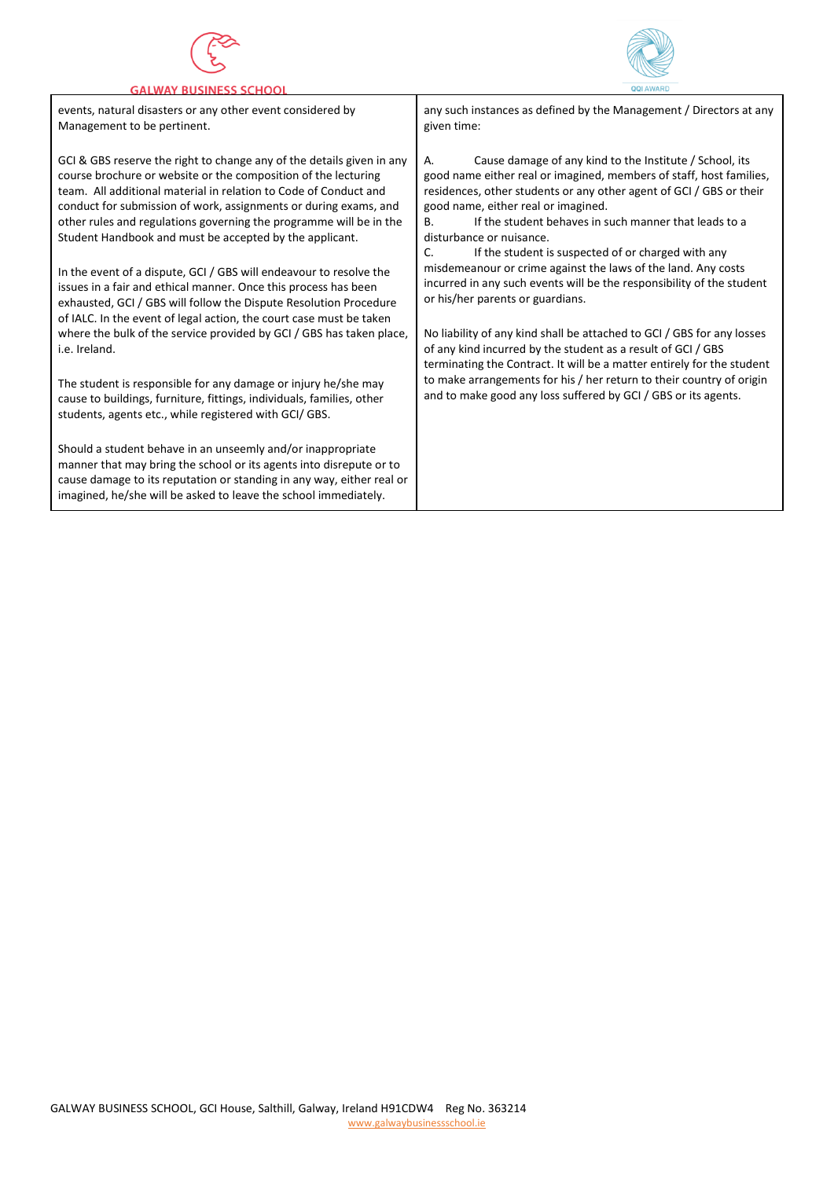events, natural disasters or any other event considered by Management to be pertinent.

GCI & GBS reserve the right to change any of the details given in any course brochure or website or the composition of the lecturing team. All additional material in relation to Code of Conduct and conduct for submission of work, assignments or during exams, and other rules and regulations governing the programme will be in the Student Handbook and must be accepted by the applicant.

In the event of a dispute, GCI / GBS will endeavour to resolve the issues in a fair and ethical manner. Once this process has been exhausted, GCI / GBS will follow the Dispute Resolution Procedure of IALC. In the event of legal action, the court case must be taken where the bulk of the service provided by GCI / GBS has taken place, i.e. Ireland.

The student is responsible for any damage or injury he/she may cause to buildings, furniture, fittings, individuals, families, other students, agents etc., while registered with GCI/ GBS.

Should a student behave in an unseemly and/or inappropriate manner that may bring the school or its agents into disrepute or to cause damage to its reputation or standing in any way, either real or imagined, he/she will be asked to leave the school immediately.

any such instances as defined by the Management / Directors at any given time:

A. Cause damage of any kind to the Institute / School, its good name either real or imagined, members of staff, host families, residences, other students or any other agent of GCI / GBS or their good name, either real or imagined.

B. If the student behaves in such manner that leads to a disturbance or nuisance.

C. If the student is suspected of or charged with any misdemeanour or crime against the laws of the land. Any costs incurred in any such events will be the responsibility of the student or his/her parents or guardians.

No liability of any kind shall be attached to GCI / GBS for any losses of any kind incurred by the student as a result of GCI / GBS terminating the Contract. It will be a matter entirely for the student to make arrangements for his / her return to their country of origin and to make good any loss suffered by GCI / GBS or its agents.